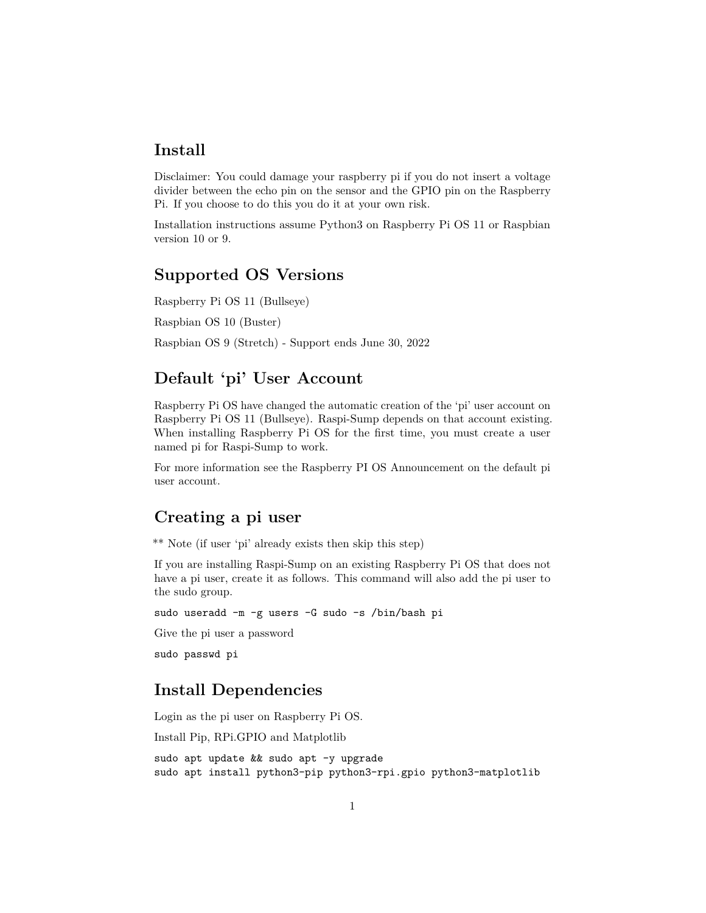## Install

Disclaimer: You could damage your raspberry pi if you do not insert a voltage divider between the echo pin on the sensor and the GPIO pin on the Raspberry Pi. If you choose to do this you do it at your own risk.

Installation instructions assume Python3 on Raspberry Pi OS 11 or Raspbian version 10 or 9.

## Supported OS Versions

Raspberry Pi OS 11 (Bullseye)

Raspbian OS 10 (Buster)

Raspbian OS 9 (Stretch) - Support ends June 30, 2022

## Default 'pi' User Account

Raspberry Pi OS have changed the automatic creation of the 'pi' user account on Raspberry Pi OS 11 (Bullseye). Raspi-Sump depends on that account existing. When installing Raspberry Pi OS for the first time, you must create a user named pi for Raspi-Sump to work.

For more information see the Raspberry PI OS Announcement on the default pi user account.

## Creating a pi user

** Note (if user 'pi' already exists then skip this step)

If you are installing Raspi-Sump on an existing Raspberry Pi OS that does not have a pi user, create it as follows. This command will also add the pi user to the sudo group.

```
sudo useradd -m -g users -G sudo -s /bin/bash pi
```

Give the pi user a password

```
sudo passwd pi
```

## Install Dependencies

Login as the pi user on Raspberry Pi OS.

Install Pip, RPi.GPIO and Matplotlib

```
sudo apt update && sudo apt -y upgrade
sudo apt install python3-pip python3-rpi.gpio python3-matplotlib
```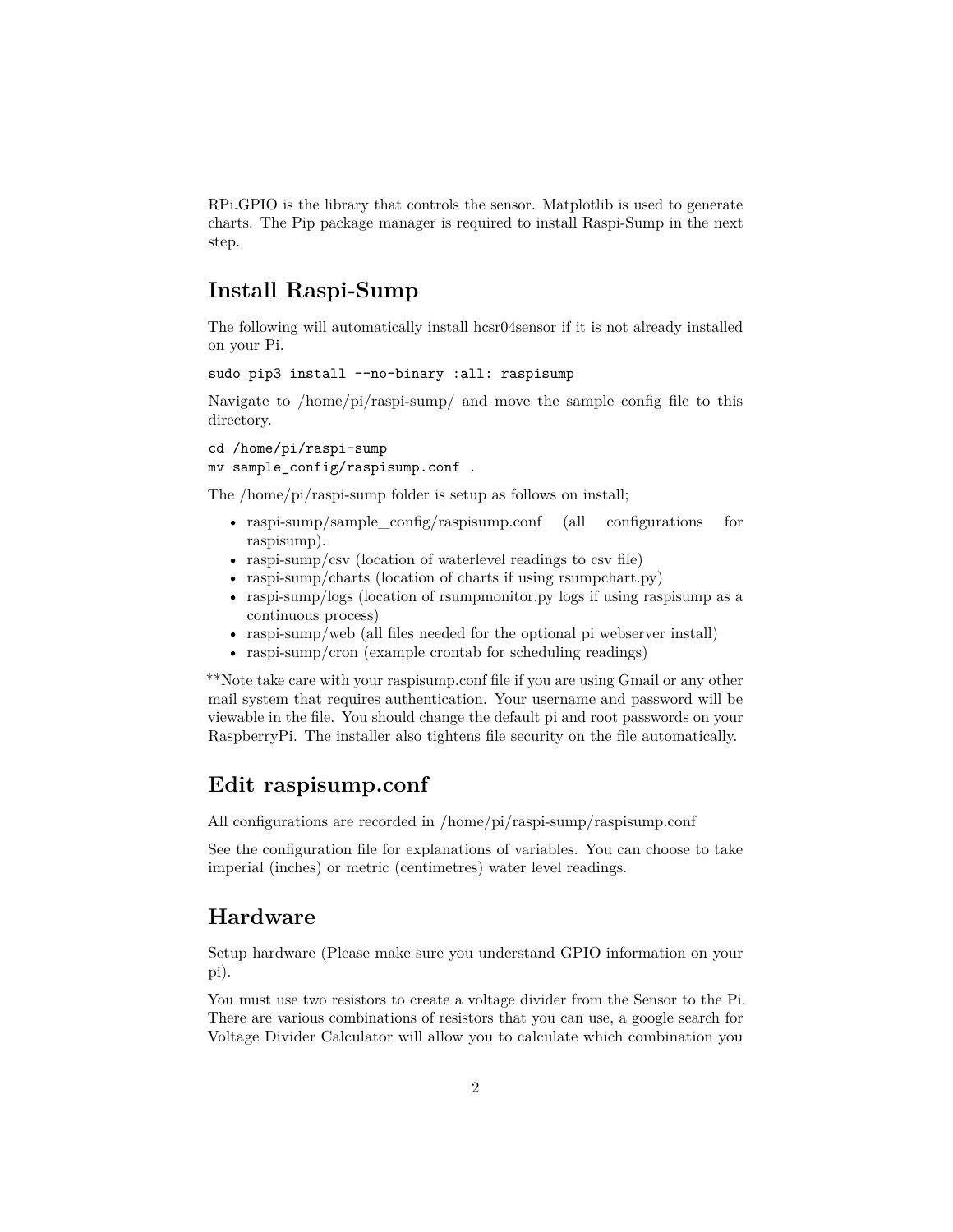RPi.GPIO is the library that controls the sensor. Matplotlib is used to generate charts. The Pip package manager is required to install Raspi-Sump in the next step.

## Install Raspi-Sump

The following will automatically install hcsr04sensor if it is not already installed on your Pi.

```
sudo pip3 install --no-binary :all: raspisump
```

Navigate to /home/pi/raspi-sump/ and move the sample config file to this directory.

```
cd /home/pi/raspi-sump
mv sample_config/raspisump.conf .
```

The /home/pi/raspi-sump folder is setup as follows on install;

- raspi-sump/sample_config/raspisump.conf (all configurations for raspisump).
- raspi-sump/csv (location of waterlevel readings to csv file)
- raspi-sump/charts (location of charts if using rsumpchart.py)
- raspi-sump/logs (location of rsumpmonitor.py logs if using raspisump as a continuous process)
- raspi-sump/web (all files needed for the optional pi webserver install)
- raspi-sump/cron (example crontab for scheduling readings)

**Note take care with your raspisump.conf file if you are using Gmail or any other mail system that requires authentication. Your username and password will be viewable in the file. You should change the default pi and root passwords on your RaspberryPi. The installer also tightens file security on the file automatically.

## Edit raspisump.conf

All configurations are recorded in /home/pi/raspi-sump/raspisump.conf

See the configuration file for explanations of variables. You can choose to take imperial (inches) or metric (centimetres) water level readings.

## Hardware

Setup hardware (Please make sure you understand GPIO information on your pi).

You must use two resistors to create a voltage divider from the Sensor to the Pi. There are various combinations of resistors that you can use, a google search for Voltage Divider Calculator will allow you to calculate which combination you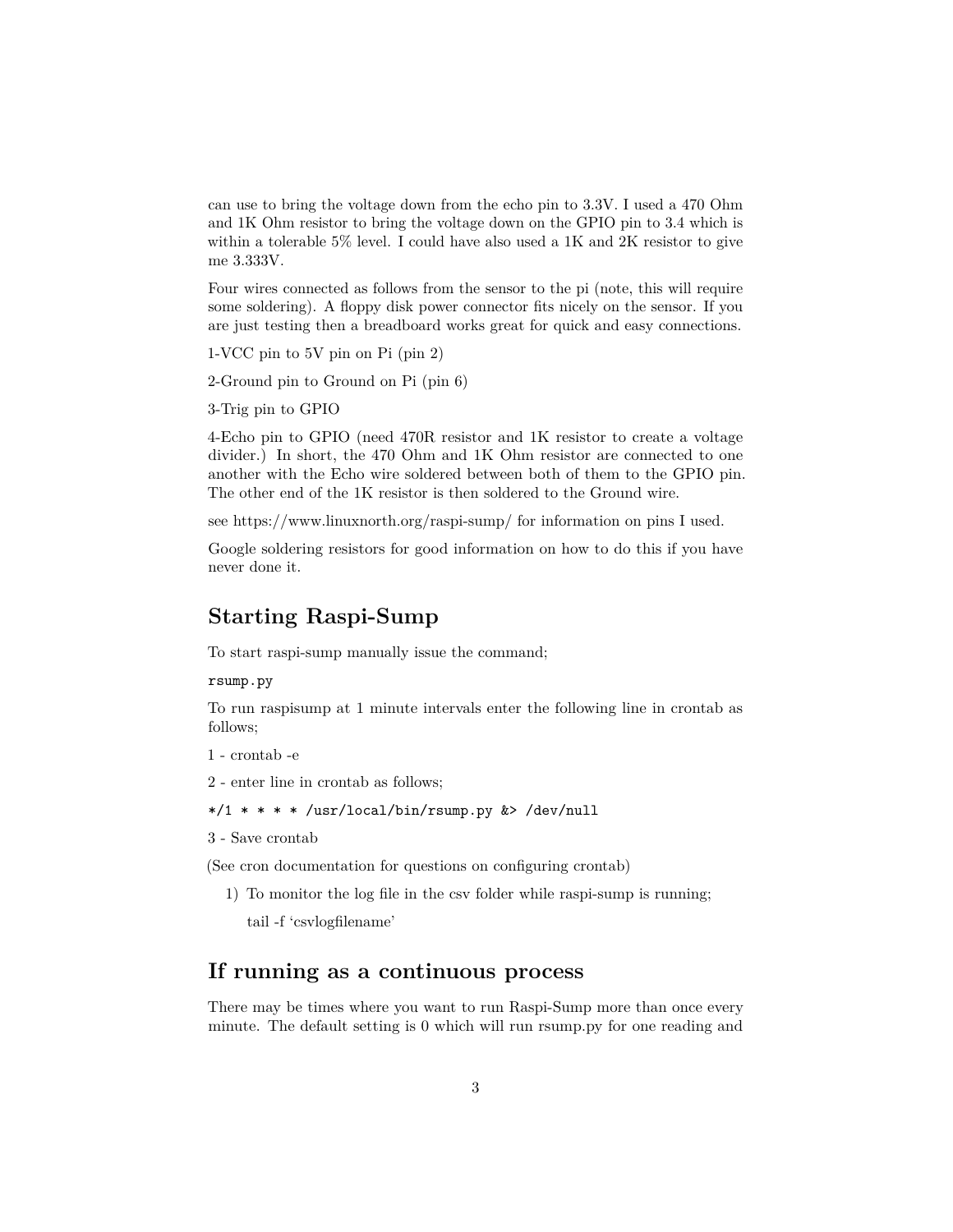can use to bring the voltage down from the echo pin to 3.3V. I used a 470 Ohm and 1K Ohm resistor to bring the voltage down on the GPIO pin to 3.4 which is within a tolerable 5% level. I could have also used a 1K and 2K resistor to give me 3.333V.

Four wires connected as follows from the sensor to the pi (note, this will require some soldering). A floppy disk power connector fits nicely on the sensor. If you are just testing then a breadboard works great for quick and easy connections.

1-VCC pin to 5V pin on Pi (pin 2)

2-Ground pin to Ground on Pi (pin 6)

3-Trig pin to GPIO

4-Echo pin to GPIO (need 470R resistor and 1K resistor to create a voltage divider.) In short, the 470 Ohm and 1K Ohm resistor are connected to one another with the Echo wire soldered between both of them to the GPIO pin. The other end of the 1K resistor is then soldered to the Ground wire.

see https://www.linuxnorth.org/raspi-sump/ for information on pins I used.

Google soldering resistors for good information on how to do this if you have never done it.

## Starting Raspi-Sump

To start raspi-sump manually issue the command;

`rsump.py`

To run raspisump at 1 minute intervals enter the following line in crontab as follows;

1 - crontab -e

2 - enter line in crontab as follows;

```
*/1 * * * * /usr/local/bin/rsump.py &> /dev/null
```

3 - Save crontab

(See cron documentation for questions on configuring crontab)

1) To monitor the log file in the csv folder while raspi-sump is running;

   tail -f 'csvlogfilename'

## If running as a continuous process

There may be times where you want to run Raspi-Sump more than once every minute. The default setting is 0 which will run rsump.py for one reading and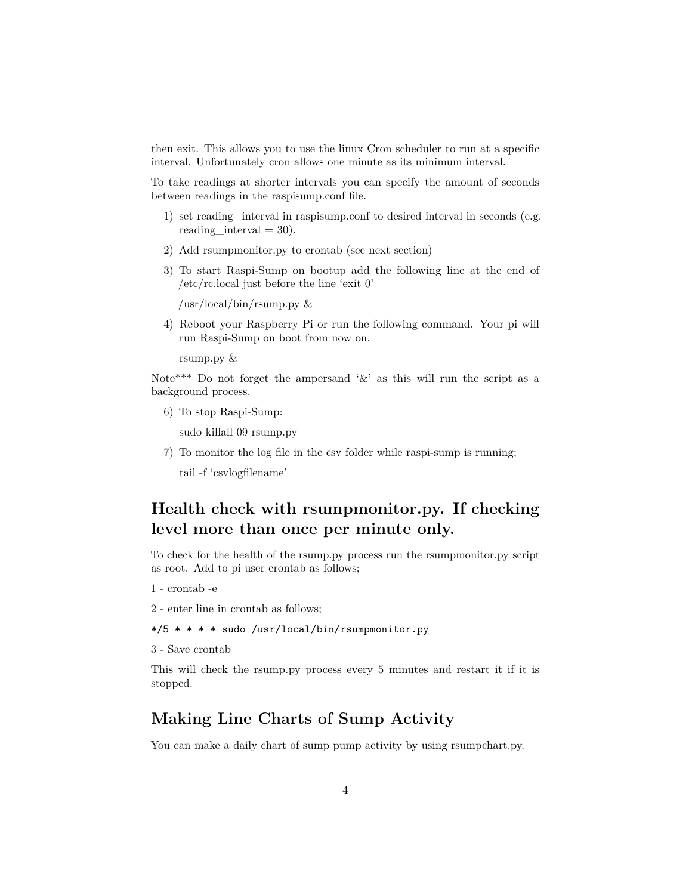then exit. This allows you to use the linux Cron scheduler to run at a specific interval. Unfortunately cron allows one minute as its minimum interval.

To take readings at shorter intervals you can specify the amount of seconds between readings in the raspisump.conf file.

1) set reading_interval in raspisump.conf to desired interval in seconds (e.g. reading_interval = 30).

2) Add rsumpmonitor.py to crontab (see next section)

3) To start Raspi-Sump on bootup add the following line at the end of /etc/rc.local just before the line 'exit 0'

   /usr/local/bin/rsump.py &

4) Reboot your Raspberry Pi or run the following command. Your pi will run Raspi-Sump on boot from now on.

   rsump.py &

Note*** Do not forget the ampersand '&' as this will run the script as a background process.

6) To stop Raspi-Sump:

   sudo killall 09 rsump.py

7) To monitor the log file in the csv folder while raspi-sump is running;

   tail -f 'csvlogfilename'

## Health check with rsumpmonitor.py. If checking level more than once per minute only.

To check for the health of the rsump.py process run the rsumpmonitor.py script as root. Add to pi user crontab as follows;

1 - crontab -e

2 - enter line in crontab as follows;

```
*/5 * * * * sudo /usr/local/bin/rsumpmonitor.py
```

3 - Save crontab

This will check the rsump.py process every 5 minutes and restart it if it is stopped.

## Making Line Charts of Sump Activity

You can make a daily chart of sump pump activity by using rsumpchart.py.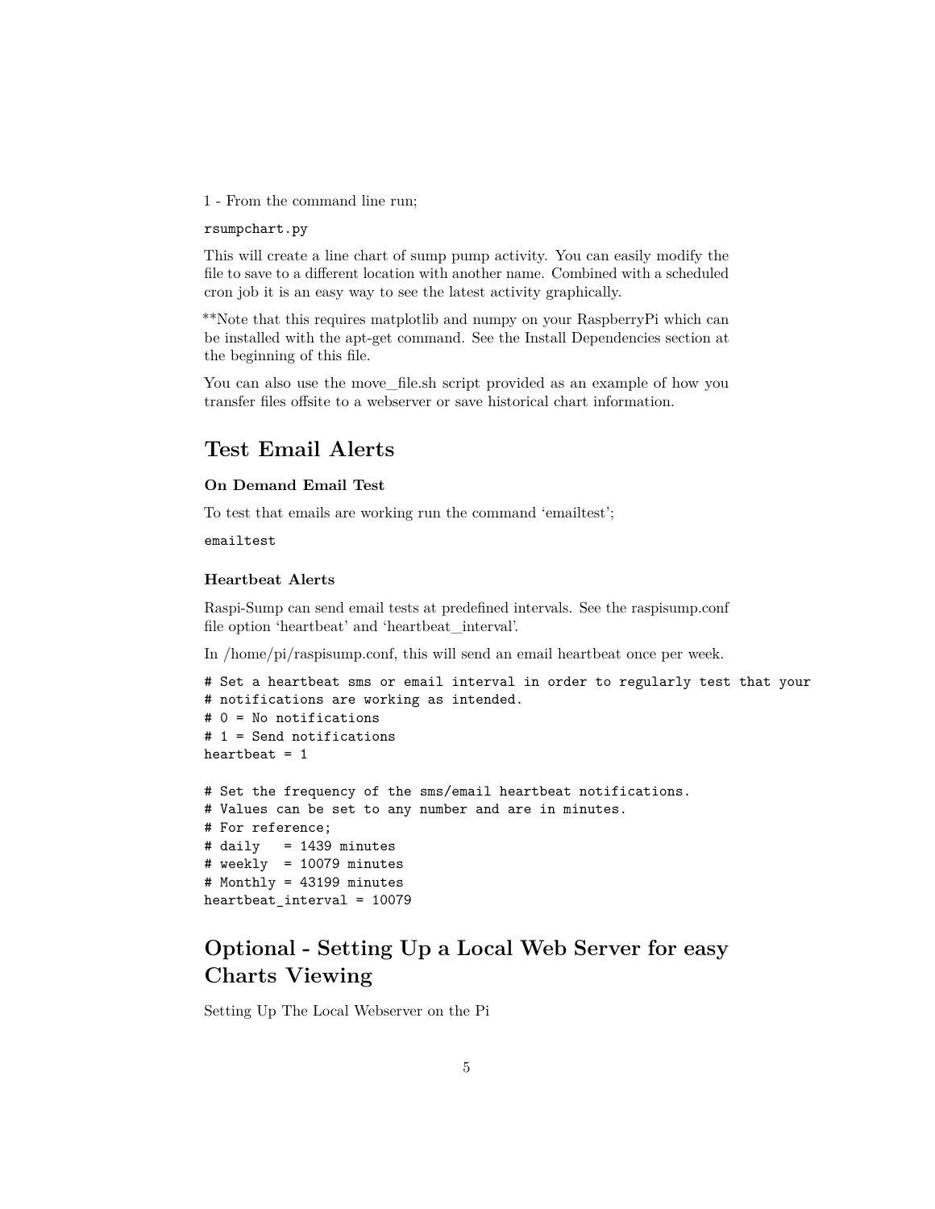1 - From the command line run;

```
rsumpchart.py
```

This will create a line chart of sump pump activity. You can easily modify the file to save to a different location with another name. Combined with a scheduled cron job it is an easy way to see the latest activity graphically.

**Note that this requires matplotlib and numpy on your RaspberryPi which can be installed with the apt-get command. See the Install Dependencies section at the beginning of this file.

You can also use the move_file.sh script provided as an example of how you transfer files offsite to a webserver or save historical chart information.

## Test Email Alerts

### On Demand Email Test

To test that emails are working run the command 'emailtest';

```
emailtest
```

### Heartbeat Alerts

Raspi-Sump can send email tests at predefined intervals. See the raspisump.conf file option 'heartbeat' and 'heartbeat_interval'.

In /home/pi/raspisump.conf, this will send an email heartbeat once per week.

```
# Set a heartbeat sms or email interval in order to regularly test that your
# notifications are working as intended.
# 0 = No notifications
# 1 = Send notifications
heartbeat = 1

# Set the frequency of the sms/email heartbeat notifications.
# Values can be set to any number and are in minutes.
# For reference;
# daily   = 1439 minutes
# weekly  = 10079 minutes
# Monthly = 43199 minutes
heartbeat_interval = 10079
```

## Optional - Setting Up a Local Web Server for easy Charts Viewing

Setting Up The Local Webserver on the Pi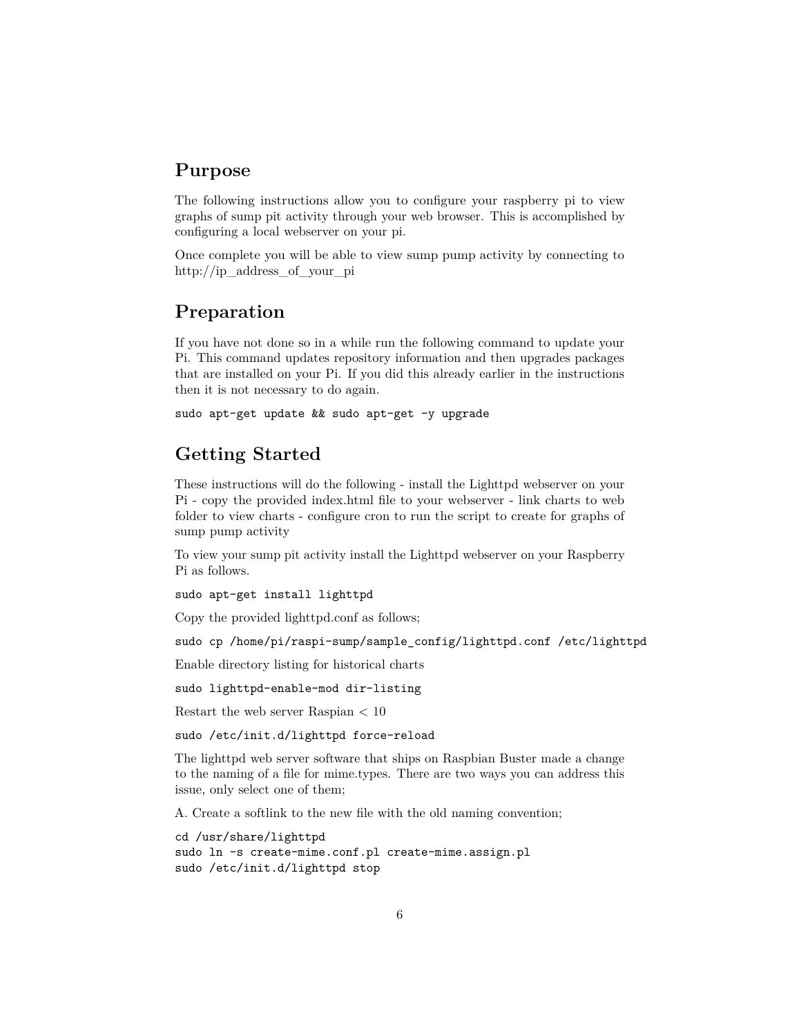## Purpose

The following instructions allow you to configure your raspberry pi to view graphs of sump pit activity through your web browser. This is accomplished by configuring a local webserver on your pi.

Once complete you will be able to view sump pump activity by connecting to http://ip_address_of_your_pi

## Preparation

If you have not done so in a while run the following command to update your Pi. This command updates repository information and then upgrades packages that are installed on your Pi. If you did this already earlier in the instructions then it is not necessary to do again.

```
sudo apt-get update && sudo apt-get -y upgrade
```

## Getting Started

These instructions will do the following - install the Lighttpd webserver on your Pi - copy the provided index.html file to your webserver - link charts to web folder to view charts - configure cron to run the script to create for graphs of sump pump activity

To view your sump pit activity install the Lighttpd webserver on your Raspberry Pi as follows.

```
sudo apt-get install lighttpd
```

Copy the provided lighttpd.conf as follows;

```
sudo cp /home/pi/raspi-sump/sample_config/lighttpd.conf /etc/lighttpd
```

Enable directory listing for historical charts

```
sudo lighttpd-enable-mod dir-listing
```

Restart the web server Raspian < 10

```
sudo /etc/init.d/lighttpd force-reload
```

The lighttpd web server software that ships on Raspbian Buster made a change to the naming of a file for mime.types. There are two ways you can address this issue, only select one of them;

A. Create a softlink to the new file with the old naming convention;

```
cd /usr/share/lighttpd
sudo ln -s create-mime.conf.pl create-mime.assign.pl
sudo /etc/init.d/lighttpd stop
```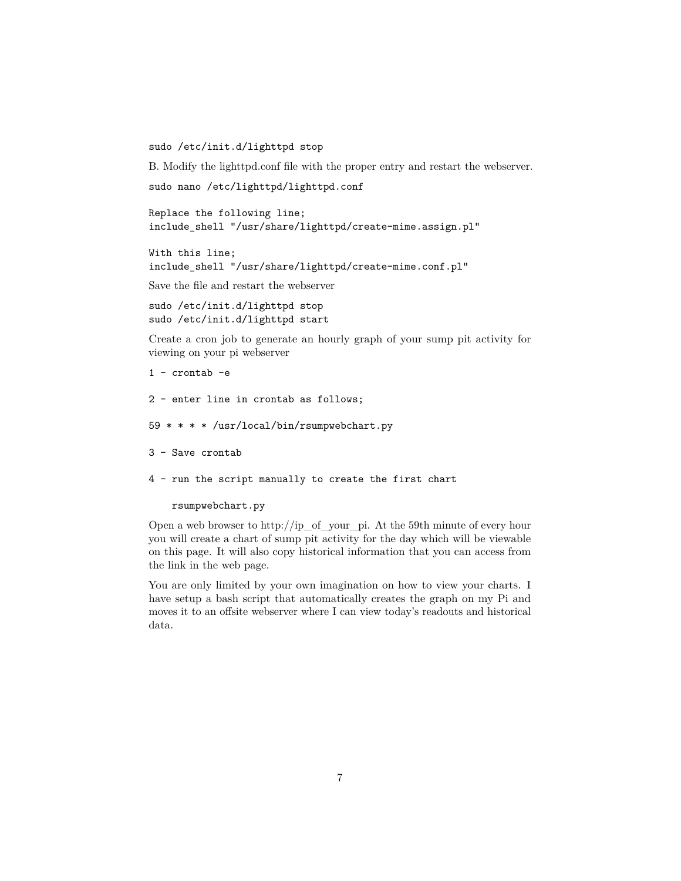```
sudo /etc/init.d/lighttpd stop
```

B. Modify the lighttpd.conf file with the proper entry and restart the webserver.

```
sudo nano /etc/lighttpd/lighttpd.conf
```

```
Replace the following line;
include_shell "/usr/share/lighttpd/create-mime.assign.pl"

With this line;
include_shell "/usr/share/lighttpd/create-mime.conf.pl"
```

Save the file and restart the webserver

```
sudo /etc/init.d/lighttpd stop
sudo /etc/init.d/lighttpd start
```

Create a cron job to generate an hourly graph of your sump pit activity for viewing on your pi webserver

```
1 - crontab -e

2 - enter line in crontab as follows;

59 * * * * /usr/local/bin/rsumpwebchart.py

3 - Save crontab

4 - run the script manually to create the first chart

    rsumpwebchart.py
```

Open a web browser to http://ip_of_your_pi. At the 59th minute of every hour you will create a chart of sump pit activity for the day which will be viewable on this page. It will also copy historical information that you can access from the link in the web page.

You are only limited by your own imagination on how to view your charts. I have setup a bash script that automatically creates the graph on my Pi and moves it to an offsite webserver where I can view today's readouts and historical data.